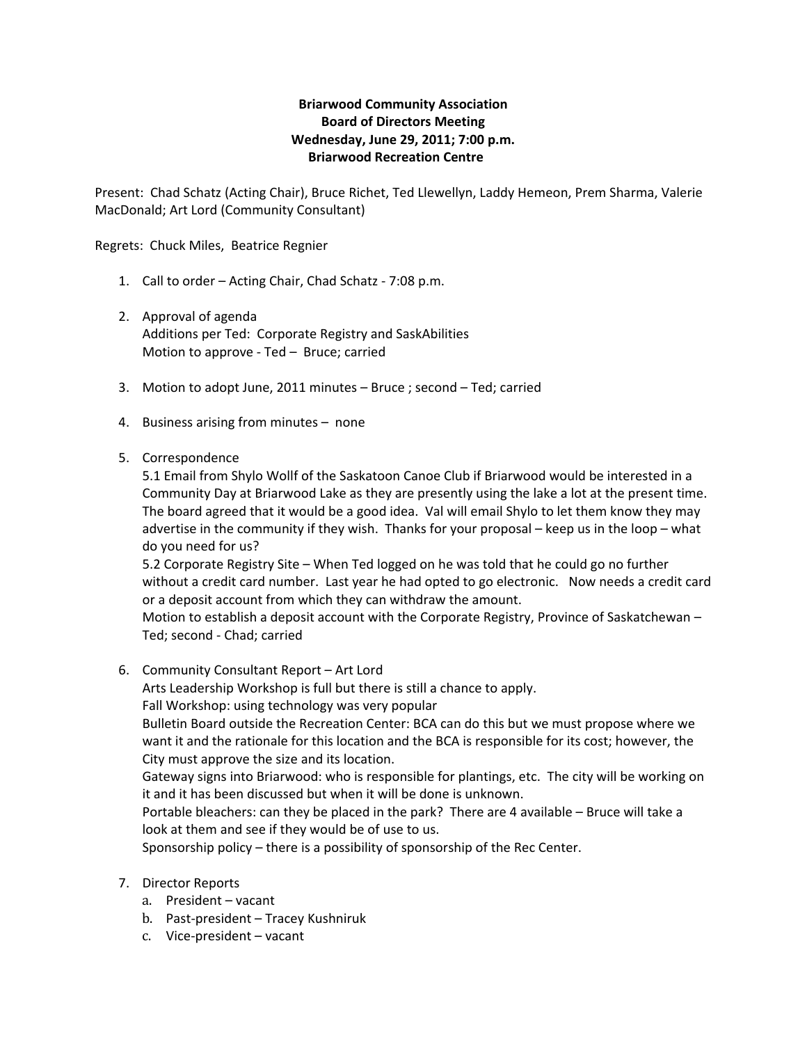**Briarwood Community Association**
**Board of Directors Meeting**
**Wednesday, June 29, 2011; 7:00 p.m.**
**Briarwood Recreation Centre**

Present: Chad Schatz (Acting Chair), Bruce Richet, Ted Llewellyn, Laddy Hemeon, Prem Sharma, Valerie MacDonald; Art Lord (Community Consultant)

Regrets: Chuck Miles, Beatrice Regnier

1. Call to order – Acting Chair, Chad Schatz - 7:08 p.m.

2. Approval of agenda
   Additions per Ted: Corporate Registry and SaskAbilities
   Motion to approve - Ted – Bruce; carried

3. Motion to adopt June, 2011 minutes – Bruce ; second – Ted; carried

4. Business arising from minutes – none

5. Correspondence
   5.1 Email from Shylo Wollf of the Saskatoon Canoe Club if Briarwood would be interested in a Community Day at Briarwood Lake as they are presently using the lake a lot at the present time. The board agreed that it would be a good idea. Val will email Shylo to let them know they may advertise in the community if they wish. Thanks for your proposal – keep us in the loop – what do you need for us?
   5.2 Corporate Registry Site – When Ted logged on he was told that he could go no further without a credit card number. Last year he had opted to go electronic. Now needs a credit card or a deposit account from which they can withdraw the amount.
   Motion to establish a deposit account with the Corporate Registry, Province of Saskatchewan – Ted; second - Chad; carried

6. Community Consultant Report – Art Lord
   Arts Leadership Workshop is full but there is still a chance to apply.
   Fall Workshop: using technology was very popular
   Bulletin Board outside the Recreation Center: BCA can do this but we must propose where we want it and the rationale for this location and the BCA is responsible for its cost; however, the City must approve the size and its location.
   Gateway signs into Briarwood: who is responsible for plantings, etc. The city will be working on it and it has been discussed but when it will be done is unknown.
   Portable bleachers: can they be placed in the park? There are 4 available – Bruce will take a look at them and see if they would be of use to us.
   Sponsorship policy – there is a possibility of sponsorship of the Rec Center.

7. Director Reports
   a. President – vacant
   b. Past-president – Tracey Kushniruk
   c. Vice-president – vacant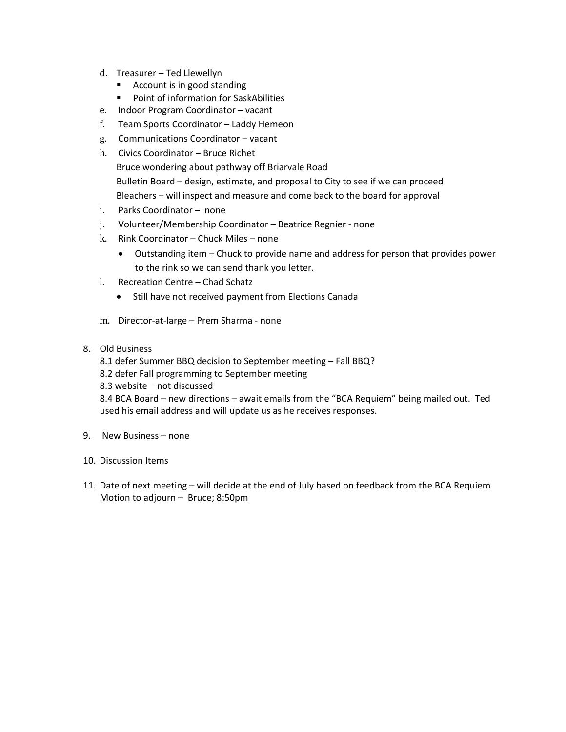d. Treasurer – Ted Llewellyn
   - Account is in good standing
   - Point of information for SaskAbilities
e. Indoor Program Coordinator – vacant
f. Team Sports Coordinator – Laddy Hemeon
g. Communications Coordinator – vacant
h. Civics Coordinator – Bruce Richet
   Bruce wondering about pathway off Briarvale Road
   Bulletin Board – design, estimate, and proposal to City to see if we can proceed
   Bleachers – will inspect and measure and come back to the board for approval
i. Parks Coordinator – none
j. Volunteer/Membership Coordinator – Beatrice Regnier - none
k. Rink Coordinator – Chuck Miles – none
   - Outstanding item – Chuck to provide name and address for person that provides power to the rink so we can send thank you letter.
l. Recreation Centre – Chad Schatz
   - Still have not received payment from Elections Canada
m. Director-at-large – Prem Sharma - none

8. Old Business
   8.1 defer Summer BBQ decision to September meeting – Fall BBQ?
   8.2 defer Fall programming to September meeting
   8.3 website – not discussed
   8.4 BCA Board – new directions – await emails from the "BCA Requiem" being mailed out. Ted used his email address and will update us as he receives responses.

9. New Business – none

10. Discussion Items

11. Date of next meeting – will decide at the end of July based on feedback from the BCA Requiem
    Motion to adjourn – Bruce; 8:50pm